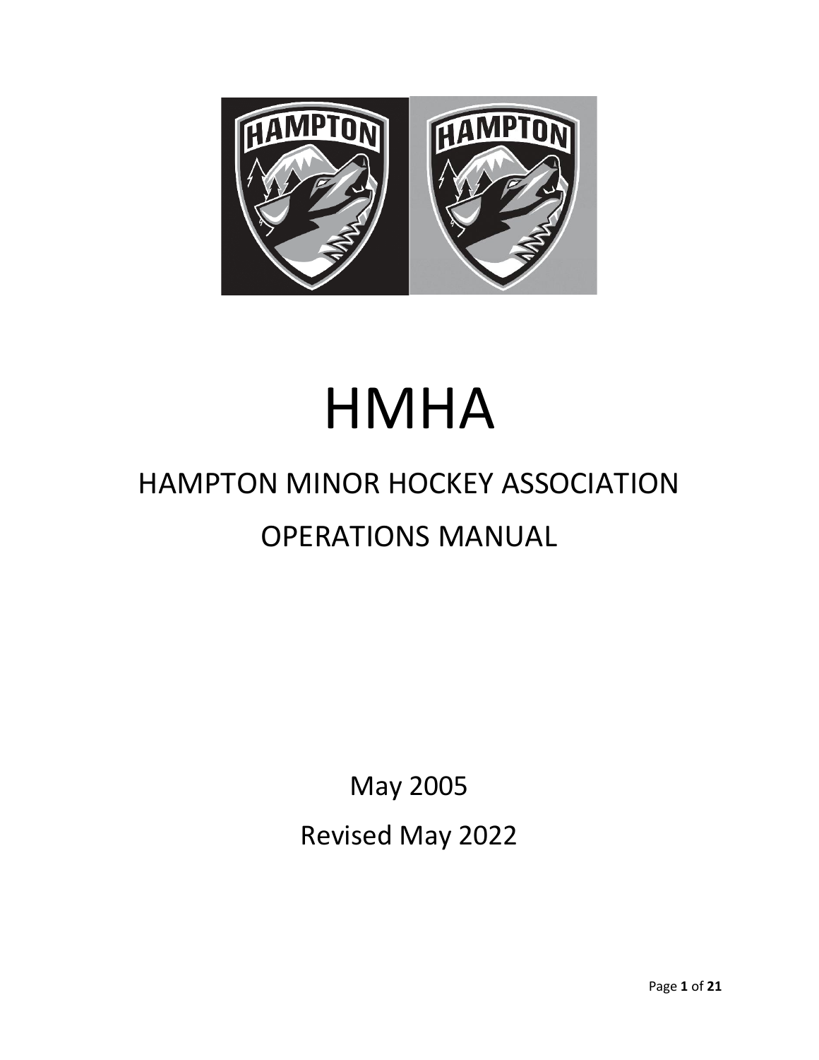# HMHA

## HAMPTON MINOR HOCKEY ASSOCIATION

## OPERATIONS MANUAL

May 2005

Revised May 2022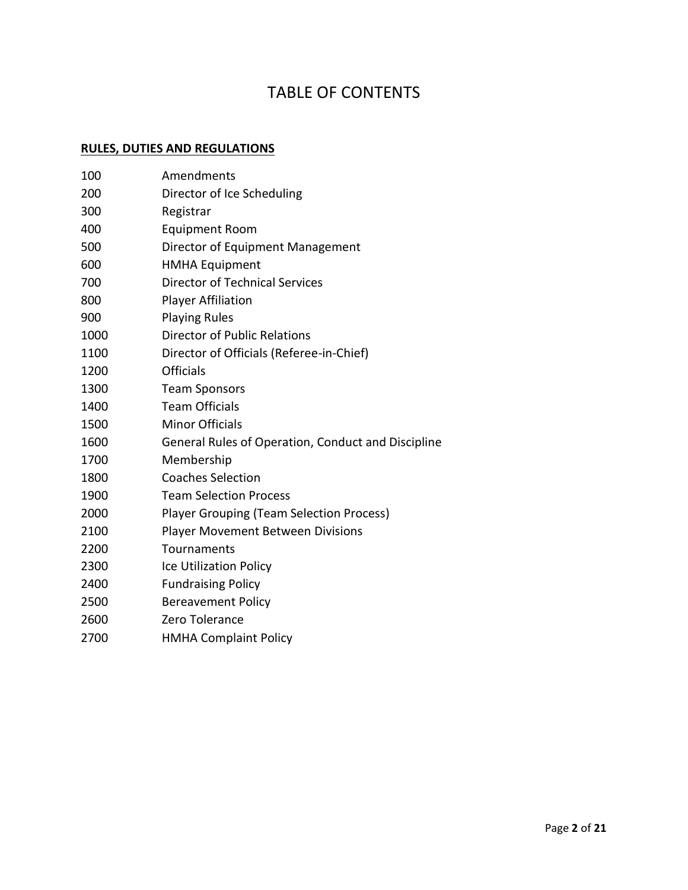# TABLE OF CONTENTS

**RULES, DUTIES AND REGULATIONS**

| | |
|---|---|
| 100 | Amendments |
| 200 | Director of Ice Scheduling |
| 300 | Registrar |
| 400 | Equipment Room |
| 500 | Director of Equipment Management |
| 600 | HMHA Equipment |
| 700 | Director of Technical Services |
| 800 | Player Affiliation |
| 900 | Playing Rules |
| 1000 | Director of Public Relations |
| 1100 | Director of Officials (Referee-in-Chief) |
| 1200 | Officials |
| 1300 | Team Sponsors |
| 1400 | Team Officials |
| 1500 | Minor Officials |
| 1600 | General Rules of Operation, Conduct and Discipline |
| 1700 | Membership |
| 1800 | Coaches Selection |
| 1900 | Team Selection Process |
| 2000 | Player Grouping (Team Selection Process) |
| 2100 | Player Movement Between Divisions |
| 2200 | Tournaments |
| 2300 | Ice Utilization Policy |
| 2400 | Fundraising Policy |
| 2500 | Bereavement Policy |
| 2600 | Zero Tolerance |
| 2700 | HMHA Complaint Policy |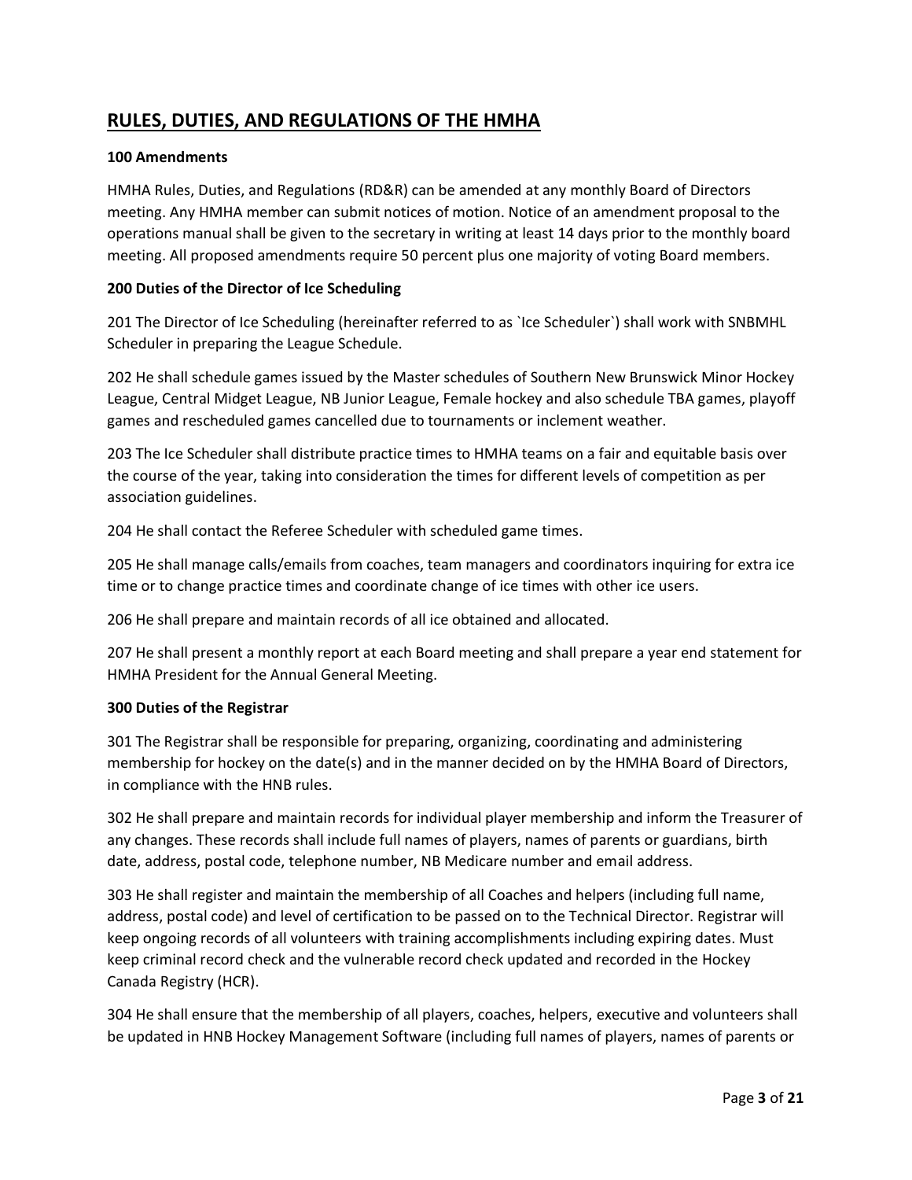# RULES, DUTIES, AND REGULATIONS OF THE HMHA

**100 Amendments**

HMHA Rules, Duties, and Regulations (RD&R) can be amended at any monthly Board of Directors meeting. Any HMHA member can submit notices of motion. Notice of an amendment proposal to the operations manual shall be given to the secretary in writing at least 14 days prior to the monthly board meeting. All proposed amendments require 50 percent plus one majority of voting Board members.

**200 Duties of the Director of Ice Scheduling**

201 The Director of Ice Scheduling (hereinafter referred to as `Ice Scheduler`) shall work with SNBMHL Scheduler in preparing the League Schedule.

202 He shall schedule games issued by the Master schedules of Southern New Brunswick Minor Hockey League, Central Midget League, NB Junior League, Female hockey and also schedule TBA games, playoff games and rescheduled games cancelled due to tournaments or inclement weather.

203 The Ice Scheduler shall distribute practice times to HMHA teams on a fair and equitable basis over the course of the year, taking into consideration the times for different levels of competition as per association guidelines.

204 He shall contact the Referee Scheduler with scheduled game times.

205 He shall manage calls/emails from coaches, team managers and coordinators inquiring for extra ice time or to change practice times and coordinate change of ice times with other ice users.

206 He shall prepare and maintain records of all ice obtained and allocated.

207 He shall present a monthly report at each Board meeting and shall prepare a year end statement for HMHA President for the Annual General Meeting.

**300 Duties of the Registrar**

301 The Registrar shall be responsible for preparing, organizing, coordinating and administering membership for hockey on the date(s) and in the manner decided on by the HMHA Board of Directors, in compliance with the HNB rules.

302 He shall prepare and maintain records for individual player membership and inform the Treasurer of any changes. These records shall include full names of players, names of parents or guardians, birth date, address, postal code, telephone number, NB Medicare number and email address.

303 He shall register and maintain the membership of all Coaches and helpers (including full name, address, postal code) and level of certification to be passed on to the Technical Director. Registrar will keep ongoing records of all volunteers with training accomplishments including expiring dates. Must keep criminal record check and the vulnerable record check updated and recorded in the Hockey Canada Registry (HCR).

304 He shall ensure that the membership of all players, coaches, helpers, executive and volunteers shall be updated in HNB Hockey Management Software (including full names of players, names of parents or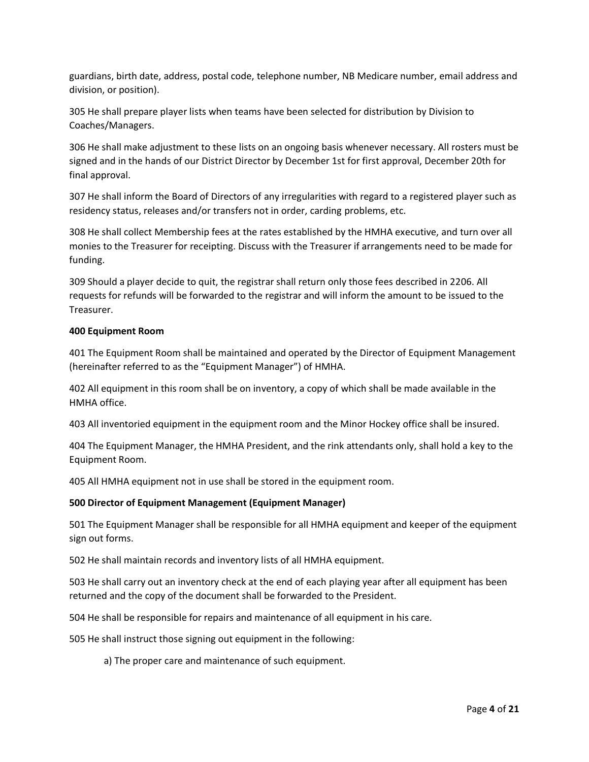guardians, birth date, address, postal code, telephone number, NB Medicare number, email address and division, or position).

305 He shall prepare player lists when teams have been selected for distribution by Division to Coaches/Managers.

306 He shall make adjustment to these lists on an ongoing basis whenever necessary. All rosters must be signed and in the hands of our District Director by December 1st for first approval, December 20th for final approval.

307 He shall inform the Board of Directors of any irregularities with regard to a registered player such as residency status, releases and/or transfers not in order, carding problems, etc.

308 He shall collect Membership fees at the rates established by the HMHA executive, and turn over all monies to the Treasurer for receipting. Discuss with the Treasurer if arrangements need to be made for funding.

309 Should a player decide to quit, the registrar shall return only those fees described in 2206. All requests for refunds will be forwarded to the registrar and will inform the amount to be issued to the Treasurer.

**400 Equipment Room**

401 The Equipment Room shall be maintained and operated by the Director of Equipment Management (hereinafter referred to as the "Equipment Manager") of HMHA.

402 All equipment in this room shall be on inventory, a copy of which shall be made available in the HMHA office.

403 All inventoried equipment in the equipment room and the Minor Hockey office shall be insured.

404 The Equipment Manager, the HMHA President, and the rink attendants only, shall hold a key to the Equipment Room.

405 All HMHA equipment not in use shall be stored in the equipment room.

**500 Director of Equipment Management (Equipment Manager)**

501 The Equipment Manager shall be responsible for all HMHA equipment and keeper of the equipment sign out forms.

502 He shall maintain records and inventory lists of all HMHA equipment.

503 He shall carry out an inventory check at the end of each playing year after all equipment has been returned and the copy of the document shall be forwarded to the President.

504 He shall be responsible for repairs and maintenance of all equipment in his care.

505 He shall instruct those signing out equipment in the following:

a) The proper care and maintenance of such equipment.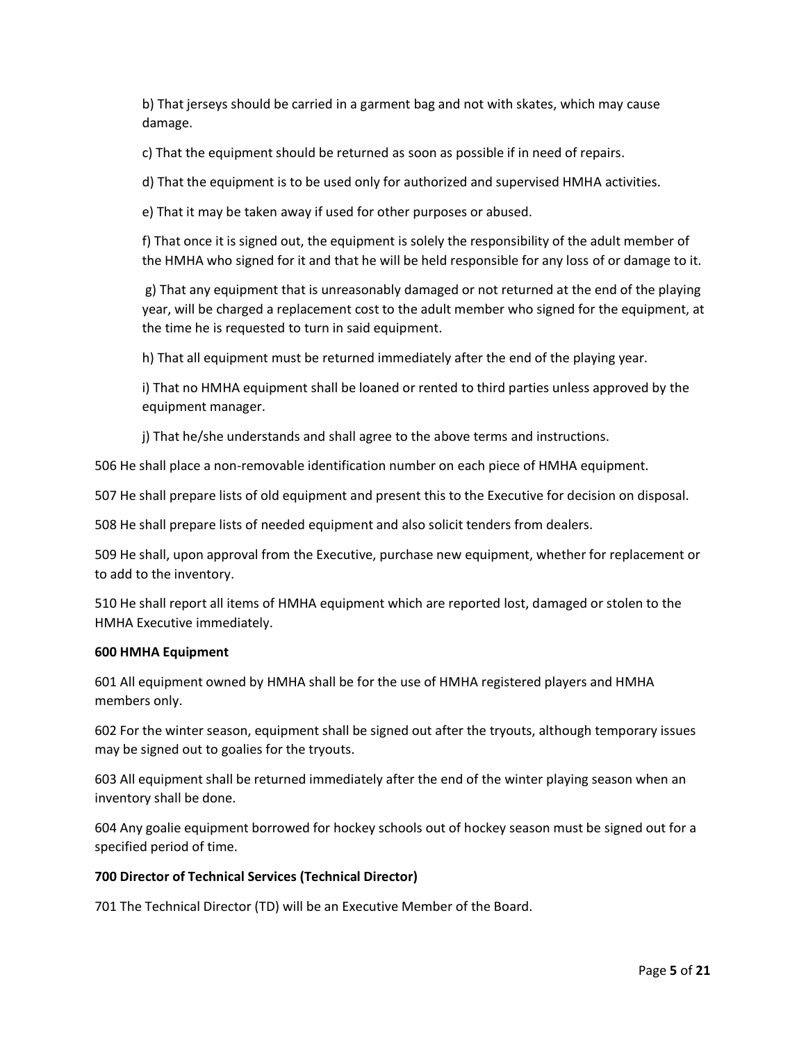b) That jerseys should be carried in a garment bag and not with skates, which may cause damage.

c) That the equipment should be returned as soon as possible if in need of repairs.

d) That the equipment is to be used only for authorized and supervised HMHA activities.

e) That it may be taken away if used for other purposes or abused.

f) That once it is signed out, the equipment is solely the responsibility of the adult member of the HMHA who signed for it and that he will be held responsible for any loss of or damage to it.

g) That any equipment that is unreasonably damaged or not returned at the end of the playing year, will be charged a replacement cost to the adult member who signed for the equipment, at the time he is requested to turn in said equipment.

h) That all equipment must be returned immediately after the end of the playing year.

i) That no HMHA equipment shall be loaned or rented to third parties unless approved by the equipment manager.

j) That he/she understands and shall agree to the above terms and instructions.

506 He shall place a non-removable identification number on each piece of HMHA equipment.

507 He shall prepare lists of old equipment and present this to the Executive for decision on disposal.

508 He shall prepare lists of needed equipment and also solicit tenders from dealers.

509 He shall, upon approval from the Executive, purchase new equipment, whether for replacement or to add to the inventory.

510 He shall report all items of HMHA equipment which are reported lost, damaged or stolen to the HMHA Executive immediately.

**600 HMHA Equipment**

601 All equipment owned by HMHA shall be for the use of HMHA registered players and HMHA members only.

602 For the winter season, equipment shall be signed out after the tryouts, although temporary issues may be signed out to goalies for the tryouts.

603 All equipment shall be returned immediately after the end of the winter playing season when an inventory shall be done.

604 Any goalie equipment borrowed for hockey schools out of hockey season must be signed out for a specified period of time.

**700 Director of Technical Services (Technical Director)**

701 The Technical Director (TD) will be an Executive Member of the Board.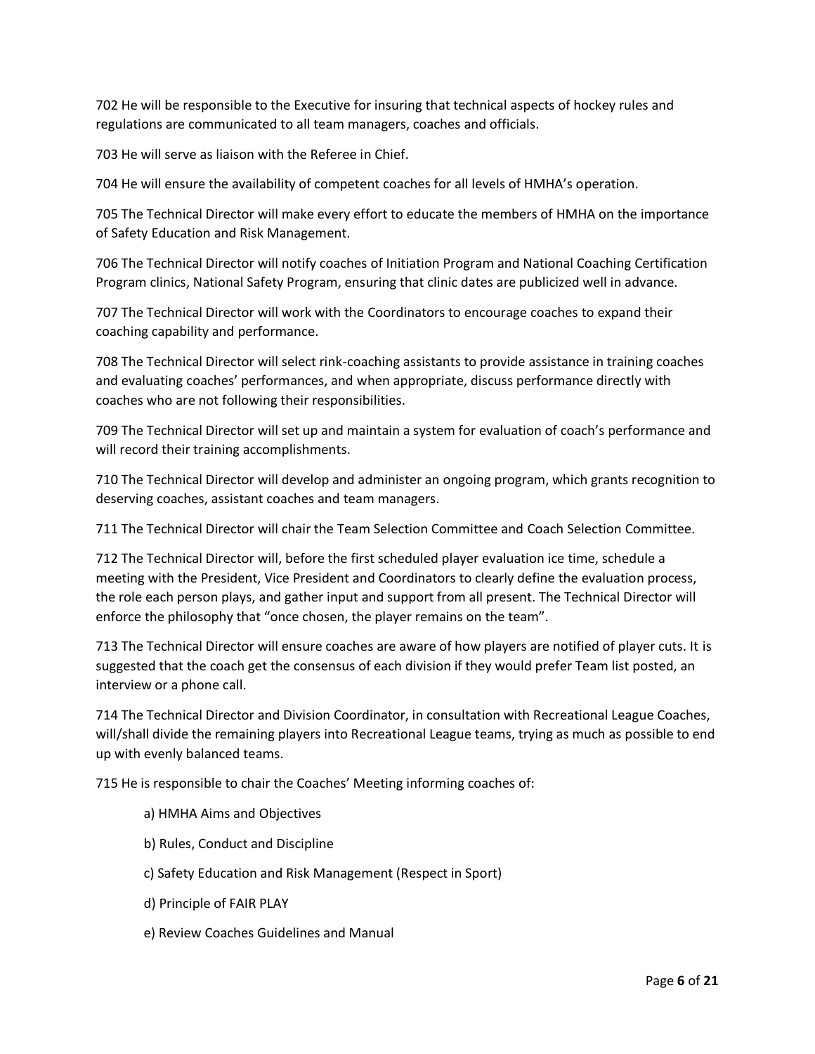702 He will be responsible to the Executive for insuring that technical aspects of hockey rules and regulations are communicated to all team managers, coaches and officials.

703 He will serve as liaison with the Referee in Chief.

704 He will ensure the availability of competent coaches for all levels of HMHA's operation.

705 The Technical Director will make every effort to educate the members of HMHA on the importance of Safety Education and Risk Management.

706 The Technical Director will notify coaches of Initiation Program and National Coaching Certification Program clinics, National Safety Program, ensuring that clinic dates are publicized well in advance.

707 The Technical Director will work with the Coordinators to encourage coaches to expand their coaching capability and performance.

708 The Technical Director will select rink-coaching assistants to provide assistance in training coaches and evaluating coaches' performances, and when appropriate, discuss performance directly with coaches who are not following their responsibilities.

709 The Technical Director will set up and maintain a system for evaluation of coach's performance and will record their training accomplishments.

710 The Technical Director will develop and administer an ongoing program, which grants recognition to deserving coaches, assistant coaches and team managers.

711 The Technical Director will chair the Team Selection Committee and Coach Selection Committee.

712 The Technical Director will, before the first scheduled player evaluation ice time, schedule a meeting with the President, Vice President and Coordinators to clearly define the evaluation process, the role each person plays, and gather input and support from all present. The Technical Director will enforce the philosophy that "once chosen, the player remains on the team".

713 The Technical Director will ensure coaches are aware of how players are notified of player cuts. It is suggested that the coach get the consensus of each division if they would prefer Team list posted, an interview or a phone call.

714 The Technical Director and Division Coordinator, in consultation with Recreational League Coaches, will/shall divide the remaining players into Recreational League teams, trying as much as possible to end up with evenly balanced teams.

715 He is responsible to chair the Coaches' Meeting informing coaches of:

a) HMHA Aims and Objectives

b) Rules, Conduct and Discipline

c) Safety Education and Risk Management (Respect in Sport)

d) Principle of FAIR PLAY

e) Review Coaches Guidelines and Manual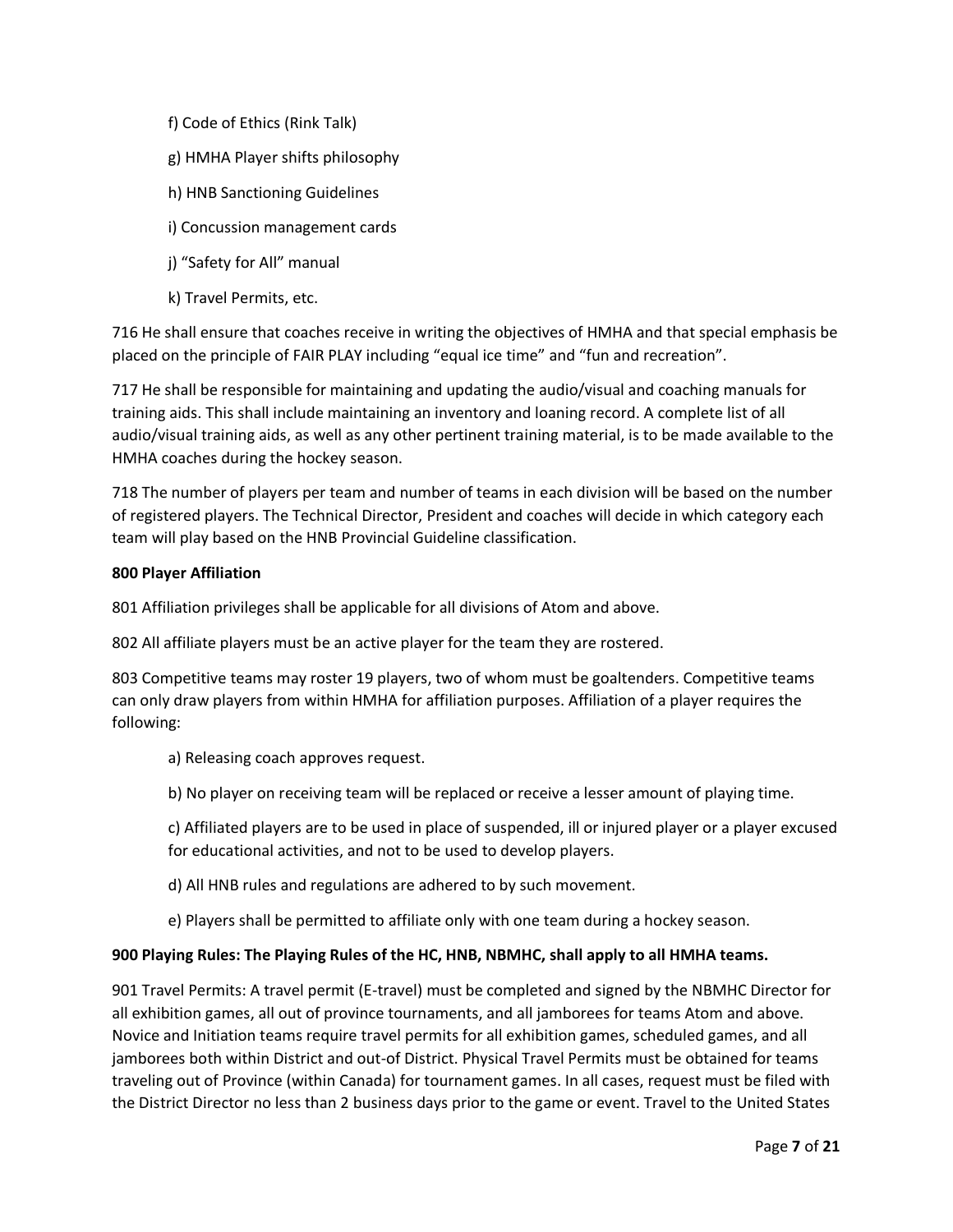f) Code of Ethics (Rink Talk)

g) HMHA Player shifts philosophy

h) HNB Sanctioning Guidelines

i) Concussion management cards

j) "Safety for All" manual

k) Travel Permits, etc.

716 He shall ensure that coaches receive in writing the objectives of HMHA and that special emphasis be placed on the principle of FAIR PLAY including "equal ice time" and "fun and recreation".

717 He shall be responsible for maintaining and updating the audio/visual and coaching manuals for training aids. This shall include maintaining an inventory and loaning record. A complete list of all audio/visual training aids, as well as any other pertinent training material, is to be made available to the HMHA coaches during the hockey season.

718 The number of players per team and number of teams in each division will be based on the number of registered players. The Technical Director, President and coaches will decide in which category each team will play based on the HNB Provincial Guideline classification.

**800 Player Affiliation**

801 Affiliation privileges shall be applicable for all divisions of Atom and above.

802 All affiliate players must be an active player for the team they are rostered.

803 Competitive teams may roster 19 players, two of whom must be goaltenders. Competitive teams can only draw players from within HMHA for affiliation purposes. Affiliation of a player requires the following:

a) Releasing coach approves request.

b) No player on receiving team will be replaced or receive a lesser amount of playing time.

c) Affiliated players are to be used in place of suspended, ill or injured player or a player excused for educational activities, and not to be used to develop players.

d) All HNB rules and regulations are adhered to by such movement.

e) Players shall be permitted to affiliate only with one team during a hockey season.

**900 Playing Rules: The Playing Rules of the HC, HNB, NBMHC, shall apply to all HMHA teams.**

901 Travel Permits: A travel permit (E-travel) must be completed and signed by the NBMHC Director for all exhibition games, all out of province tournaments, and all jamborees for teams Atom and above. Novice and Initiation teams require travel permits for all exhibition games, scheduled games, and all jamborees both within District and out-of District. Physical Travel Permits must be obtained for teams traveling out of Province (within Canada) for tournament games. In all cases, request must be filed with the District Director no less than 2 business days prior to the game or event. Travel to the United States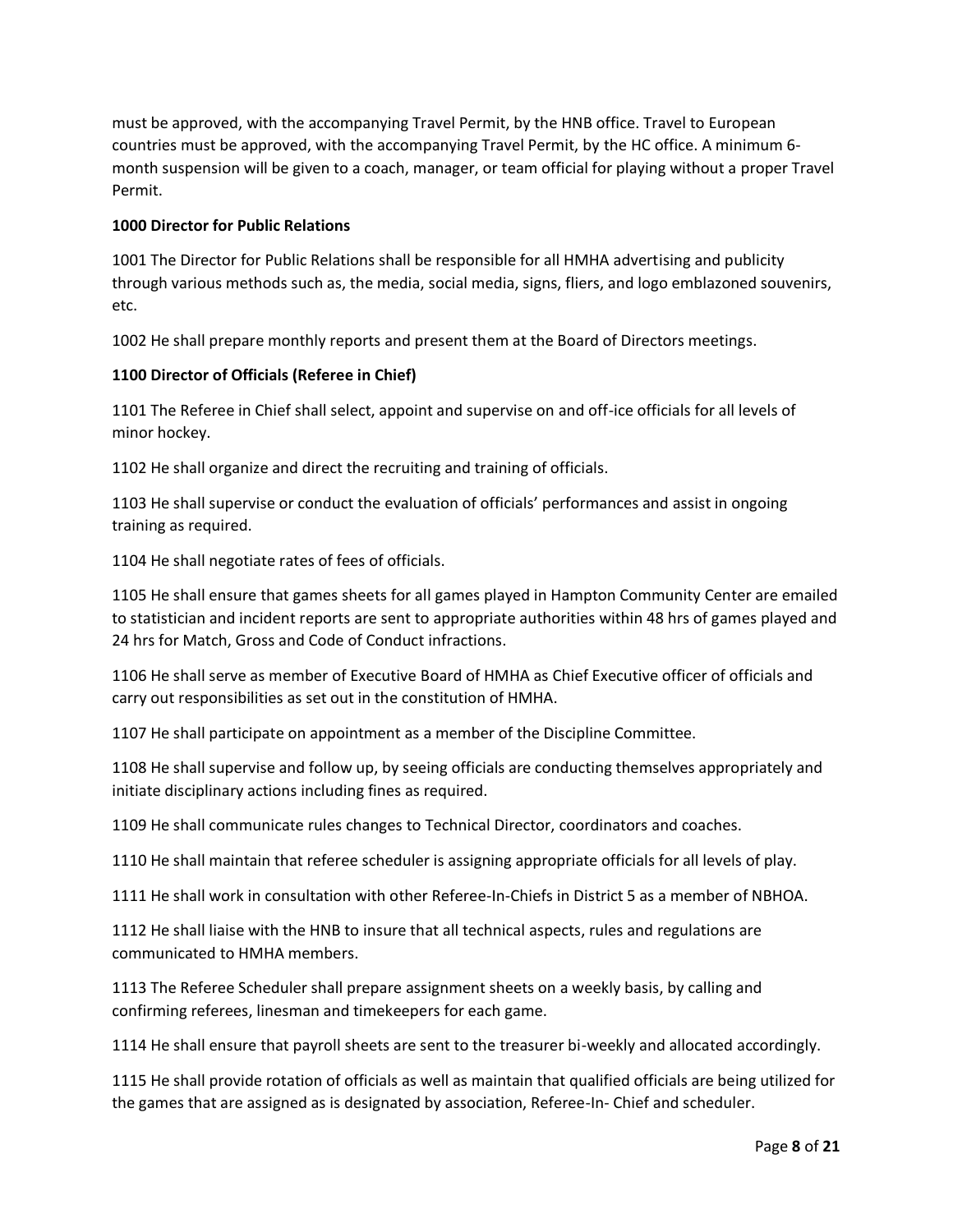must be approved, with the accompanying Travel Permit, by the HNB office. Travel to European countries must be approved, with the accompanying Travel Permit, by the HC office. A minimum 6-month suspension will be given to a coach, manager, or team official for playing without a proper Travel Permit.

**1000 Director for Public Relations**

1001 The Director for Public Relations shall be responsible for all HMHA advertising and publicity through various methods such as, the media, social media, signs, fliers, and logo emblazoned souvenirs, etc.

1002 He shall prepare monthly reports and present them at the Board of Directors meetings.

**1100 Director of Officials (Referee in Chief)**

1101 The Referee in Chief shall select, appoint and supervise on and off-ice officials for all levels of minor hockey.

1102 He shall organize and direct the recruiting and training of officials.

1103 He shall supervise or conduct the evaluation of officials' performances and assist in ongoing training as required.

1104 He shall negotiate rates of fees of officials.

1105 He shall ensure that games sheets for all games played in Hampton Community Center are emailed to statistician and incident reports are sent to appropriate authorities within 48 hrs of games played and 24 hrs for Match, Gross and Code of Conduct infractions.

1106 He shall serve as member of Executive Board of HMHA as Chief Executive officer of officials and carry out responsibilities as set out in the constitution of HMHA.

1107 He shall participate on appointment as a member of the Discipline Committee.

1108 He shall supervise and follow up, by seeing officials are conducting themselves appropriately and initiate disciplinary actions including fines as required.

1109 He shall communicate rules changes to Technical Director, coordinators and coaches.

1110 He shall maintain that referee scheduler is assigning appropriate officials for all levels of play.

1111 He shall work in consultation with other Referee-In-Chiefs in District 5 as a member of NBHOA.

1112 He shall liaise with the HNB to insure that all technical aspects, rules and regulations are communicated to HMHA members.

1113 The Referee Scheduler shall prepare assignment sheets on a weekly basis, by calling and confirming referees, linesman and timekeepers for each game.

1114 He shall ensure that payroll sheets are sent to the treasurer bi-weekly and allocated accordingly.

1115 He shall provide rotation of officials as well as maintain that qualified officials are being utilized for the games that are assigned as is designated by association, Referee-In- Chief and scheduler.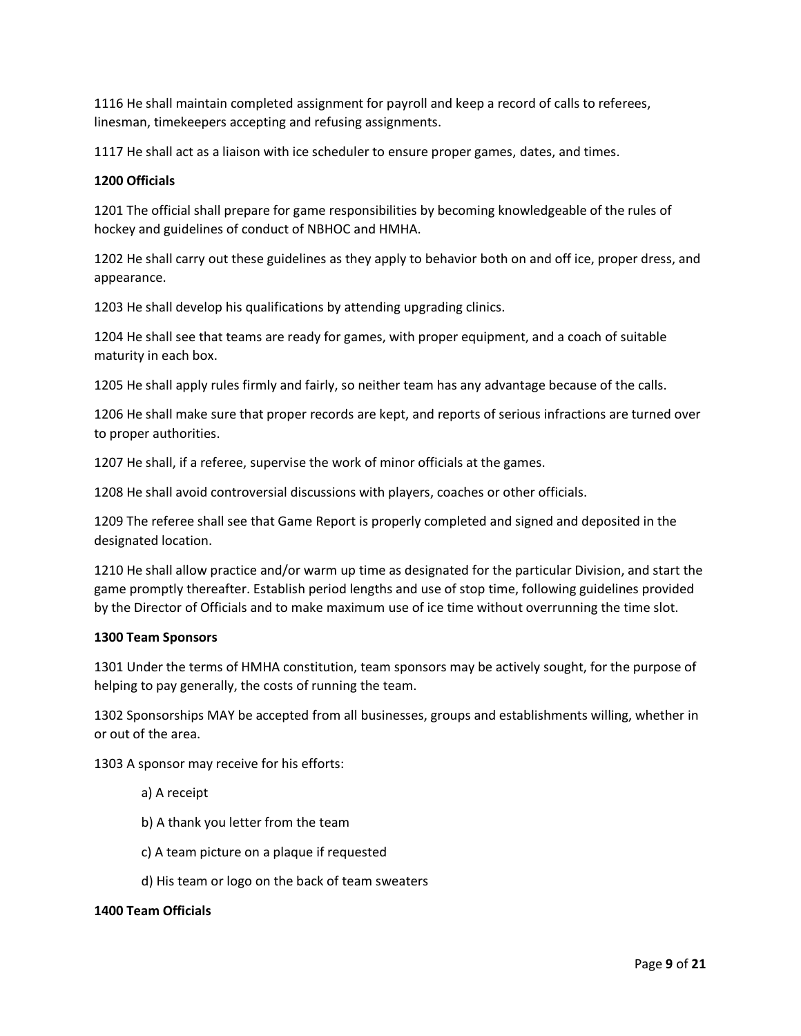1116 He shall maintain completed assignment for payroll and keep a record of calls to referees, linesman, timekeepers accepting and refusing assignments.

1117 He shall act as a liaison with ice scheduler to ensure proper games, dates, and times.

**1200 Officials**

1201 The official shall prepare for game responsibilities by becoming knowledgeable of the rules of hockey and guidelines of conduct of NBHOC and HMHA.

1202 He shall carry out these guidelines as they apply to behavior both on and off ice, proper dress, and appearance.

1203 He shall develop his qualifications by attending upgrading clinics.

1204 He shall see that teams are ready for games, with proper equipment, and a coach of suitable maturity in each box.

1205 He shall apply rules firmly and fairly, so neither team has any advantage because of the calls.

1206 He shall make sure that proper records are kept, and reports of serious infractions are turned over to proper authorities.

1207 He shall, if a referee, supervise the work of minor officials at the games.

1208 He shall avoid controversial discussions with players, coaches or other officials.

1209 The referee shall see that Game Report is properly completed and signed and deposited in the designated location.

1210 He shall allow practice and/or warm up time as designated for the particular Division, and start the game promptly thereafter. Establish period lengths and use of stop time, following guidelines provided by the Director of Officials and to make maximum use of ice time without overrunning the time slot.

**1300 Team Sponsors**

1301 Under the terms of HMHA constitution, team sponsors may be actively sought, for the purpose of helping to pay generally, the costs of running the team.

1302 Sponsorships MAY be accepted from all businesses, groups and establishments willing, whether in or out of the area.

1303 A sponsor may receive for his efforts:

a) A receipt

b) A thank you letter from the team

c) A team picture on a plaque if requested

d) His team or logo on the back of team sweaters

**1400 Team Officials**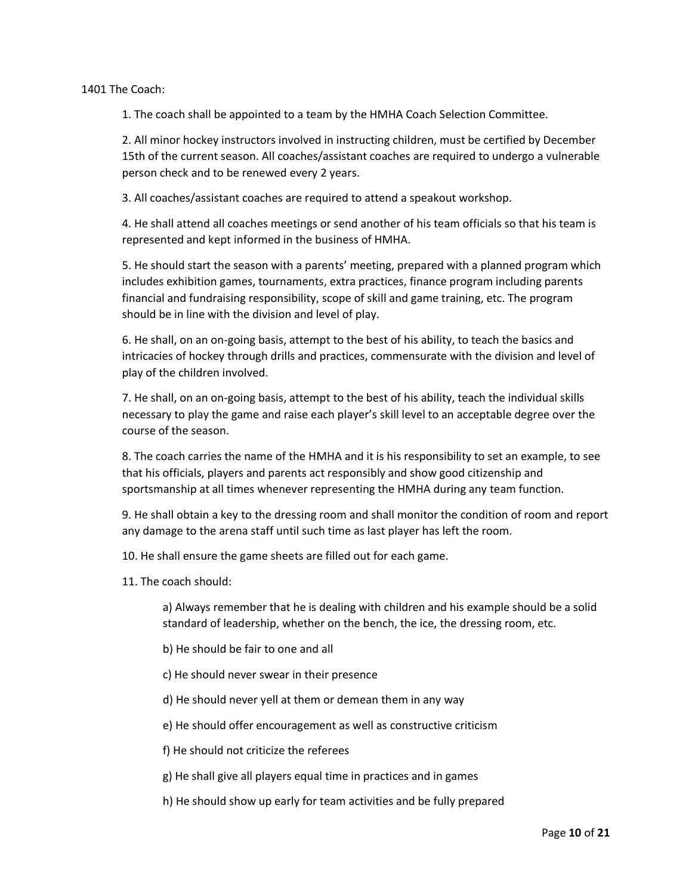1401 The Coach:

1. The coach shall be appointed to a team by the HMHA Coach Selection Committee.

2. All minor hockey instructors involved in instructing children, must be certified by December 15th of the current season. All coaches/assistant coaches are required to undergo a vulnerable person check and to be renewed every 2 years.

3. All coaches/assistant coaches are required to attend a speakout workshop.

4. He shall attend all coaches meetings or send another of his team officials so that his team is represented and kept informed in the business of HMHA.

5. He should start the season with a parents' meeting, prepared with a planned program which includes exhibition games, tournaments, extra practices, finance program including parents financial and fundraising responsibility, scope of skill and game training, etc. The program should be in line with the division and level of play.

6. He shall, on an on-going basis, attempt to the best of his ability, to teach the basics and intricacies of hockey through drills and practices, commensurate with the division and level of play of the children involved.

7. He shall, on an on-going basis, attempt to the best of his ability, teach the individual skills necessary to play the game and raise each player's skill level to an acceptable degree over the course of the season.

8. The coach carries the name of the HMHA and it is his responsibility to set an example, to see that his officials, players and parents act responsibly and show good citizenship and sportsmanship at all times whenever representing the HMHA during any team function.

9. He shall obtain a key to the dressing room and shall monitor the condition of room and report any damage to the arena staff until such time as last player has left the room.

10. He shall ensure the game sheets are filled out for each game.

11. The coach should:

   a) Always remember that he is dealing with children and his example should be a solid standard of leadership, whether on the bench, the ice, the dressing room, etc.

   b) He should be fair to one and all

   c) He should never swear in their presence

   d) He should never yell at them or demean them in any way

   e) He should offer encouragement as well as constructive criticism

   f) He should not criticize the referees

   g) He shall give all players equal time in practices and in games

   h) He should show up early for team activities and be fully prepared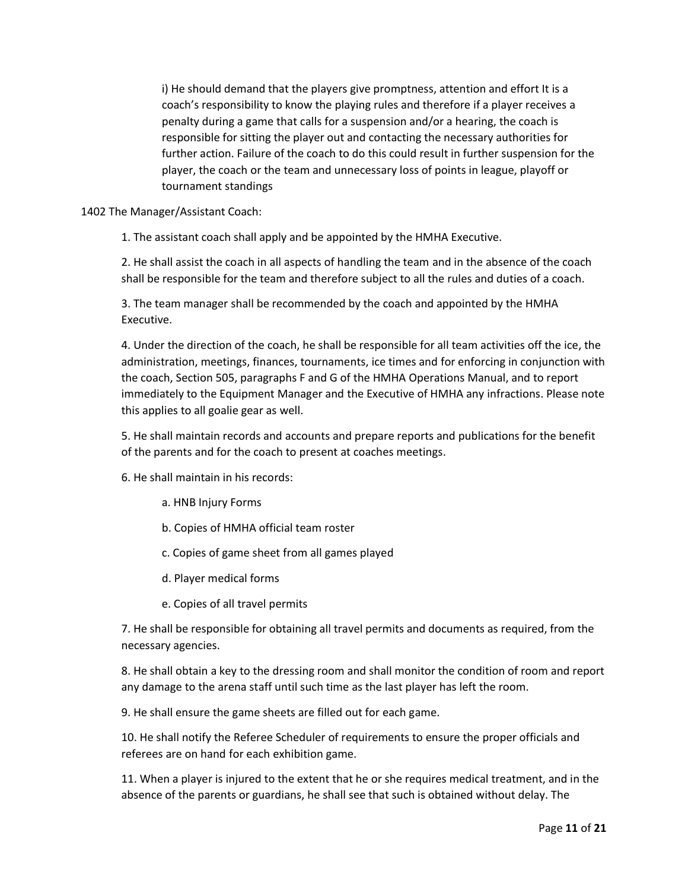i) He should demand that the players give promptness, attention and effort It is a coach's responsibility to know the playing rules and therefore if a player receives a penalty during a game that calls for a suspension and/or a hearing, the coach is responsible for sitting the player out and contacting the necessary authorities for further action. Failure of the coach to do this could result in further suspension for the player, the coach or the team and unnecessary loss of points in league, playoff or tournament standings

1402 The Manager/Assistant Coach:

1. The assistant coach shall apply and be appointed by the HMHA Executive.

2. He shall assist the coach in all aspects of handling the team and in the absence of the coach shall be responsible for the team and therefore subject to all the rules and duties of a coach.

3. The team manager shall be recommended by the coach and appointed by the HMHA Executive.

4. Under the direction of the coach, he shall be responsible for all team activities off the ice, the administration, meetings, finances, tournaments, ice times and for enforcing in conjunction with the coach, Section 505, paragraphs F and G of the HMHA Operations Manual, and to report immediately to the Equipment Manager and the Executive of HMHA any infractions. Please note this applies to all goalie gear as well.

5. He shall maintain records and accounts and prepare reports and publications for the benefit of the parents and for the coach to present at coaches meetings.

6. He shall maintain in his records:

    a. HNB Injury Forms

    b. Copies of HMHA official team roster

    c. Copies of game sheet from all games played

    d. Player medical forms

    e. Copies of all travel permits

7. He shall be responsible for obtaining all travel permits and documents as required, from the necessary agencies.

8. He shall obtain a key to the dressing room and shall monitor the condition of room and report any damage to the arena staff until such time as the last player has left the room.

9. He shall ensure the game sheets are filled out for each game.

10. He shall notify the Referee Scheduler of requirements to ensure the proper officials and referees are on hand for each exhibition game.

11. When a player is injured to the extent that he or she requires medical treatment, and in the absence of the parents or guardians, he shall see that such is obtained without delay. The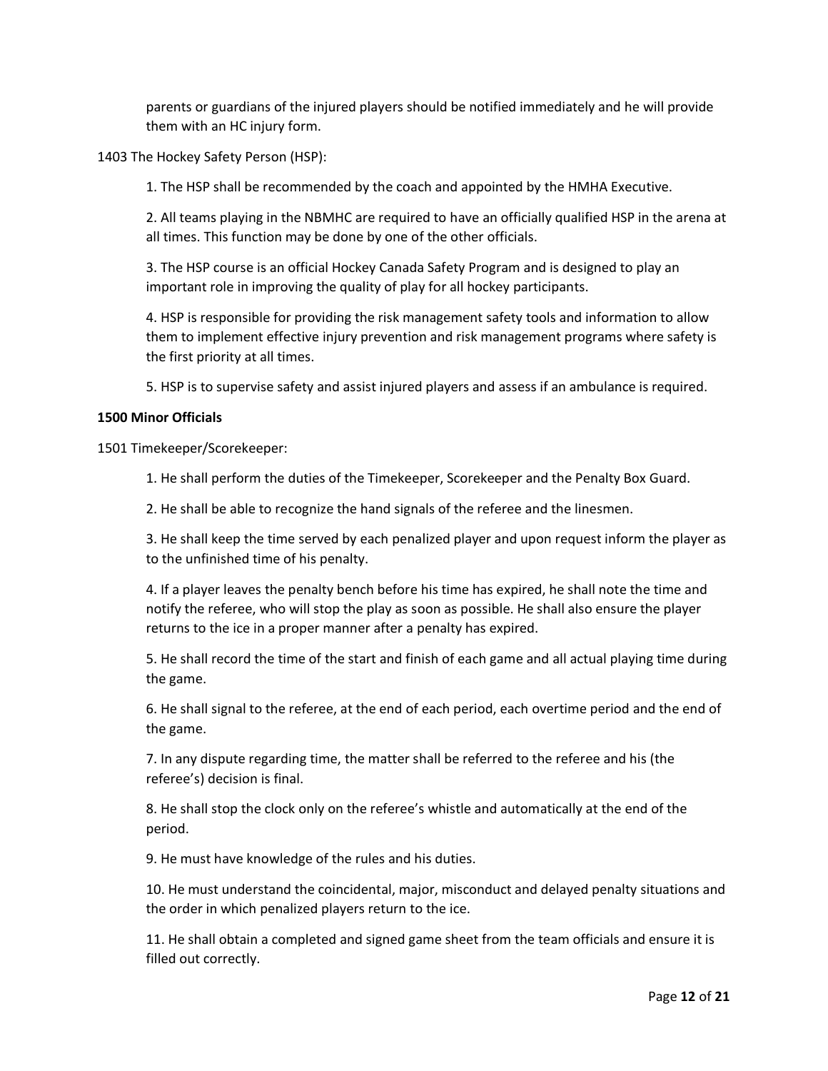parents or guardians of the injured players should be notified immediately and he will provide them with an HC injury form.

1403 The Hockey Safety Person (HSP):

1. The HSP shall be recommended by the coach and appointed by the HMHA Executive.

2. All teams playing in the NBMHC are required to have an officially qualified HSP in the arena at all times. This function may be done by one of the other officials.

3. The HSP course is an official Hockey Canada Safety Program and is designed to play an important role in improving the quality of play for all hockey participants.

4. HSP is responsible for providing the risk management safety tools and information to allow them to implement effective injury prevention and risk management programs where safety is the first priority at all times.

5. HSP is to supervise safety and assist injured players and assess if an ambulance is required.

**1500 Minor Officials**

1501 Timekeeper/Scorekeeper:

1. He shall perform the duties of the Timekeeper, Scorekeeper and the Penalty Box Guard.

2. He shall be able to recognize the hand signals of the referee and the linesmen.

3. He shall keep the time served by each penalized player and upon request inform the player as to the unfinished time of his penalty.

4. If a player leaves the penalty bench before his time has expired, he shall note the time and notify the referee, who will stop the play as soon as possible. He shall also ensure the player returns to the ice in a proper manner after a penalty has expired.

5. He shall record the time of the start and finish of each game and all actual playing time during the game.

6. He shall signal to the referee, at the end of each period, each overtime period and the end of the game.

7. In any dispute regarding time, the matter shall be referred to the referee and his (the referee's) decision is final.

8. He shall stop the clock only on the referee's whistle and automatically at the end of the period.

9. He must have knowledge of the rules and his duties.

10. He must understand the coincidental, major, misconduct and delayed penalty situations and the order in which penalized players return to the ice.

11. He shall obtain a completed and signed game sheet from the team officials and ensure it is filled out correctly.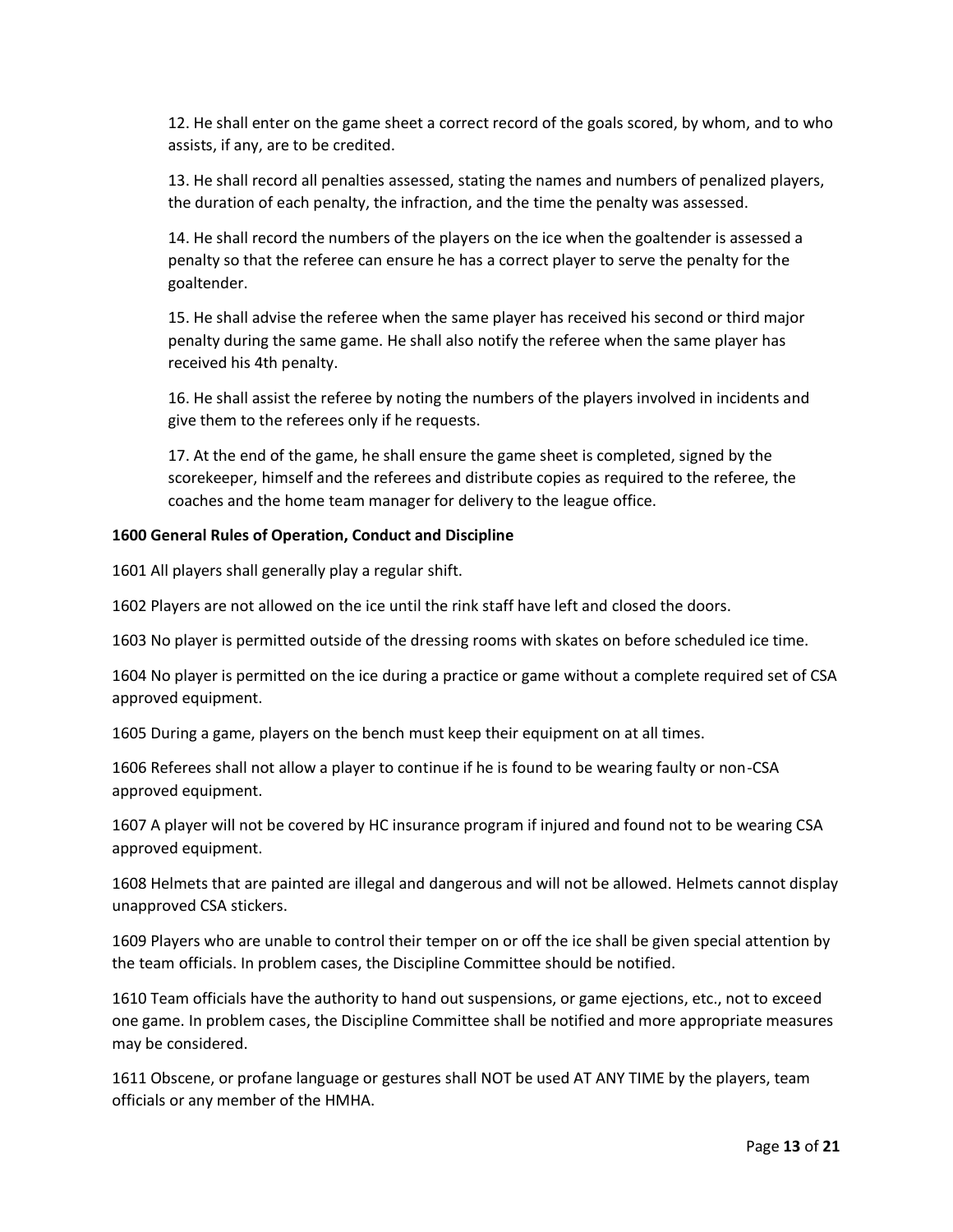12. He shall enter on the game sheet a correct record of the goals scored, by whom, and to who assists, if any, are to be credited.

13. He shall record all penalties assessed, stating the names and numbers of penalized players, the duration of each penalty, the infraction, and the time the penalty was assessed.

14. He shall record the numbers of the players on the ice when the goaltender is assessed a penalty so that the referee can ensure he has a correct player to serve the penalty for the goaltender.

15. He shall advise the referee when the same player has received his second or third major penalty during the same game. He shall also notify the referee when the same player has received his 4th penalty.

16. He shall assist the referee by noting the numbers of the players involved in incidents and give them to the referees only if he requests.

17. At the end of the game, he shall ensure the game sheet is completed, signed by the scorekeeper, himself and the referees and distribute copies as required to the referee, the coaches and the home team manager for delivery to the league office.

**1600 General Rules of Operation, Conduct and Discipline**

1601 All players shall generally play a regular shift.

1602 Players are not allowed on the ice until the rink staff have left and closed the doors.

1603 No player is permitted outside of the dressing rooms with skates on before scheduled ice time.

1604 No player is permitted on the ice during a practice or game without a complete required set of CSA approved equipment.

1605 During a game, players on the bench must keep their equipment on at all times.

1606 Referees shall not allow a player to continue if he is found to be wearing faulty or non-CSA approved equipment.

1607 A player will not be covered by HC insurance program if injured and found not to be wearing CSA approved equipment.

1608 Helmets that are painted are illegal and dangerous and will not be allowed. Helmets cannot display unapproved CSA stickers.

1609 Players who are unable to control their temper on or off the ice shall be given special attention by the team officials. In problem cases, the Discipline Committee should be notified.

1610 Team officials have the authority to hand out suspensions, or game ejections, etc., not to exceed one game. In problem cases, the Discipline Committee shall be notified and more appropriate measures may be considered.

1611 Obscene, or profane language or gestures shall NOT be used AT ANY TIME by the players, team officials or any member of the HMHA.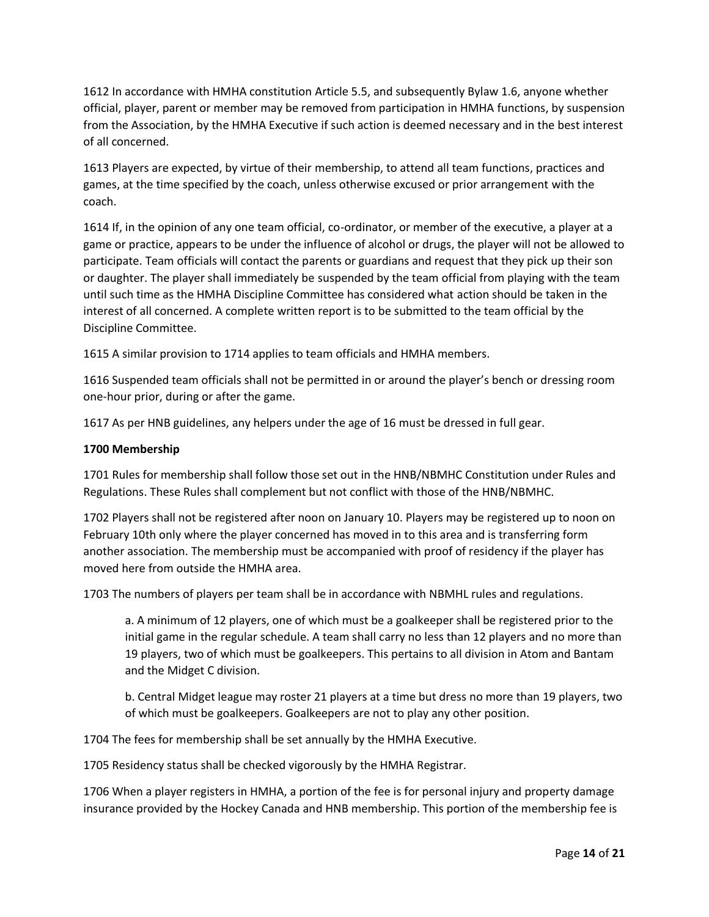1612 In accordance with HMHA constitution Article 5.5, and subsequently Bylaw 1.6, anyone whether official, player, parent or member may be removed from participation in HMHA functions, by suspension from the Association, by the HMHA Executive if such action is deemed necessary and in the best interest of all concerned.

1613 Players are expected, by virtue of their membership, to attend all team functions, practices and games, at the time specified by the coach, unless otherwise excused or prior arrangement with the coach.

1614 If, in the opinion of any one team official, co-ordinator, or member of the executive, a player at a game or practice, appears to be under the influence of alcohol or drugs, the player will not be allowed to participate. Team officials will contact the parents or guardians and request that they pick up their son or daughter. The player shall immediately be suspended by the team official from playing with the team until such time as the HMHA Discipline Committee has considered what action should be taken in the interest of all concerned. A complete written report is to be submitted to the team official by the Discipline Committee.

1615 A similar provision to 1714 applies to team officials and HMHA members.

1616 Suspended team officials shall not be permitted in or around the player's bench or dressing room one-hour prior, during or after the game.

1617 As per HNB guidelines, any helpers under the age of 16 must be dressed in full gear.

**1700 Membership**

1701 Rules for membership shall follow those set out in the HNB/NBMHC Constitution under Rules and Regulations. These Rules shall complement but not conflict with those of the HNB/NBMHC.

1702 Players shall not be registered after noon on January 10. Players may be registered up to noon on February 10th only where the player concerned has moved in to this area and is transferring form another association. The membership must be accompanied with proof of residency if the player has moved here from outside the HMHA area.

1703 The numbers of players per team shall be in accordance with NBMHL rules and regulations.

a. A minimum of 12 players, one of which must be a goalkeeper shall be registered prior to the initial game in the regular schedule. A team shall carry no less than 12 players and no more than 19 players, two of which must be goalkeepers. This pertains to all division in Atom and Bantam and the Midget C division.

b. Central Midget league may roster 21 players at a time but dress no more than 19 players, two of which must be goalkeepers. Goalkeepers are not to play any other position.

1704 The fees for membership shall be set annually by the HMHA Executive.

1705 Residency status shall be checked vigorously by the HMHA Registrar.

1706 When a player registers in HMHA, a portion of the fee is for personal injury and property damage insurance provided by the Hockey Canada and HNB membership. This portion of the membership fee is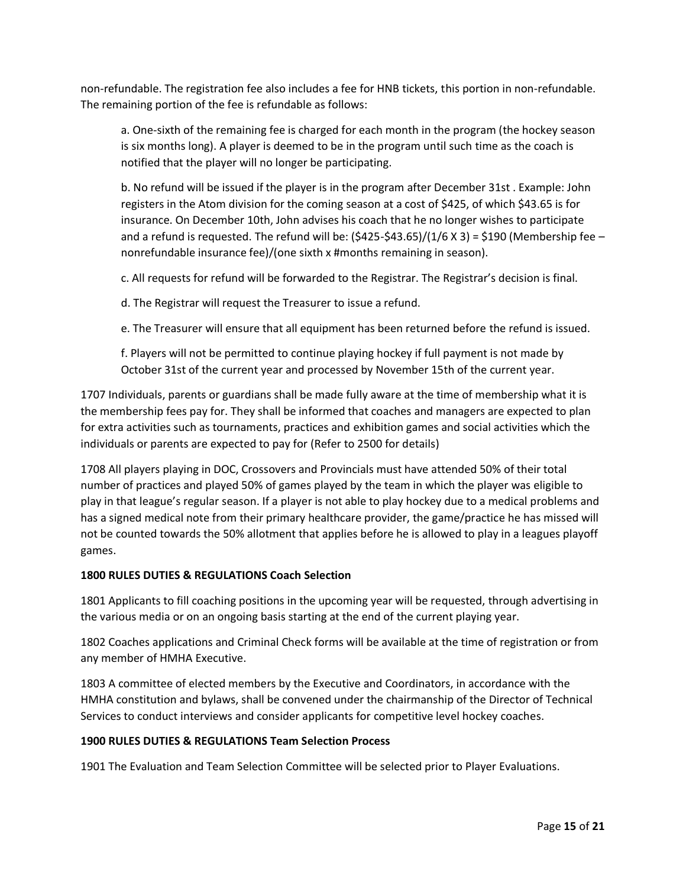non-refundable. The registration fee also includes a fee for HNB tickets, this portion in non-refundable. The remaining portion of the fee is refundable as follows:

a. One-sixth of the remaining fee is charged for each month in the program (the hockey season is six months long). A player is deemed to be in the program until such time as the coach is notified that the player will no longer be participating.

b. No refund will be issued if the player is in the program after December 31st . Example: John registers in the Atom division for the coming season at a cost of $425, of which $43.65 is for insurance. On December 10th, John advises his coach that he no longer wishes to participate and a refund is requested. The refund will be: ($425-$43.65)/(1/6 X 3) = $190 (Membership fee – nonrefundable insurance fee)/(one sixth x #months remaining in season).

c. All requests for refund will be forwarded to the Registrar. The Registrar's decision is final.

d. The Registrar will request the Treasurer to issue a refund.

e. The Treasurer will ensure that all equipment has been returned before the refund is issued.

f. Players will not be permitted to continue playing hockey if full payment is not made by October 31st of the current year and processed by November 15th of the current year.

1707 Individuals, parents or guardians shall be made fully aware at the time of membership what it is the membership fees pay for. They shall be informed that coaches and managers are expected to plan for extra activities such as tournaments, practices and exhibition games and social activities which the individuals or parents are expected to pay for (Refer to 2500 for details)

1708 All players playing in DOC, Crossovers and Provincials must have attended 50% of their total number of practices and played 50% of games played by the team in which the player was eligible to play in that league's regular season. If a player is not able to play hockey due to a medical problems and has a signed medical note from their primary healthcare provider, the game/practice he has missed will not be counted towards the 50% allotment that applies before he is allowed to play in a leagues playoff games.

**1800 RULES DUTIES & REGULATIONS Coach Selection**

1801 Applicants to fill coaching positions in the upcoming year will be requested, through advertising in the various media or on an ongoing basis starting at the end of the current playing year.

1802 Coaches applications and Criminal Check forms will be available at the time of registration or from any member of HMHA Executive.

1803 A committee of elected members by the Executive and Coordinators, in accordance with the HMHA constitution and bylaws, shall be convened under the chairmanship of the Director of Technical Services to conduct interviews and consider applicants for competitive level hockey coaches.

**1900 RULES DUTIES & REGULATIONS Team Selection Process**

1901 The Evaluation and Team Selection Committee will be selected prior to Player Evaluations.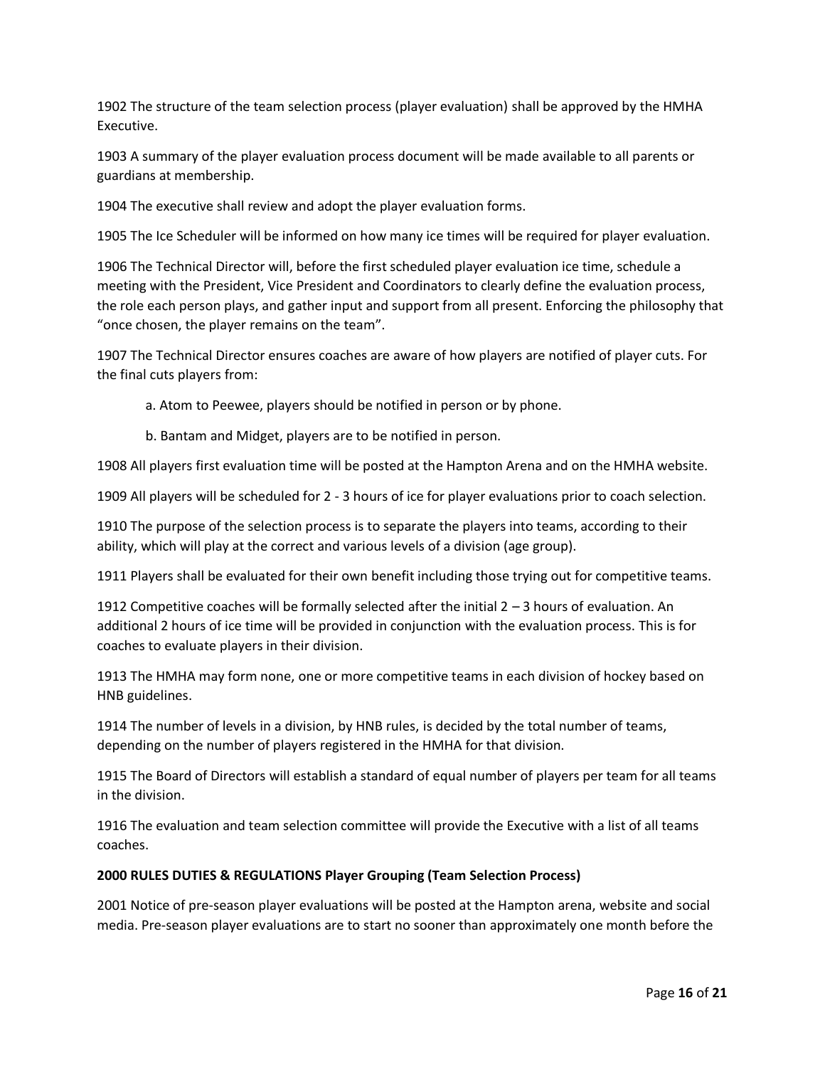1902 The structure of the team selection process (player evaluation) shall be approved by the HMHA Executive.

1903 A summary of the player evaluation process document will be made available to all parents or guardians at membership.

1904 The executive shall review and adopt the player evaluation forms.

1905 The Ice Scheduler will be informed on how many ice times will be required for player evaluation.

1906 The Technical Director will, before the first scheduled player evaluation ice time, schedule a meeting with the President, Vice President and Coordinators to clearly define the evaluation process, the role each person plays, and gather input and support from all present. Enforcing the philosophy that "once chosen, the player remains on the team".

1907 The Technical Director ensures coaches are aware of how players are notified of player cuts. For the final cuts players from:

a. Atom to Peewee, players should be notified in person or by phone.

b. Bantam and Midget, players are to be notified in person.

1908 All players first evaluation time will be posted at the Hampton Arena and on the HMHA website.

1909 All players will be scheduled for 2 - 3 hours of ice for player evaluations prior to coach selection.

1910 The purpose of the selection process is to separate the players into teams, according to their ability, which will play at the correct and various levels of a division (age group).

1911 Players shall be evaluated for their own benefit including those trying out for competitive teams.

1912 Competitive coaches will be formally selected after the initial 2 – 3 hours of evaluation. An additional 2 hours of ice time will be provided in conjunction with the evaluation process. This is for coaches to evaluate players in their division.

1913 The HMHA may form none, one or more competitive teams in each division of hockey based on HNB guidelines.

1914 The number of levels in a division, by HNB rules, is decided by the total number of teams, depending on the number of players registered in the HMHA for that division.

1915 The Board of Directors will establish a standard of equal number of players per team for all teams in the division.

1916 The evaluation and team selection committee will provide the Executive with a list of all teams coaches.

**2000 RULES DUTIES & REGULATIONS Player Grouping (Team Selection Process)**

2001 Notice of pre-season player evaluations will be posted at the Hampton arena, website and social media. Pre-season player evaluations are to start no sooner than approximately one month before the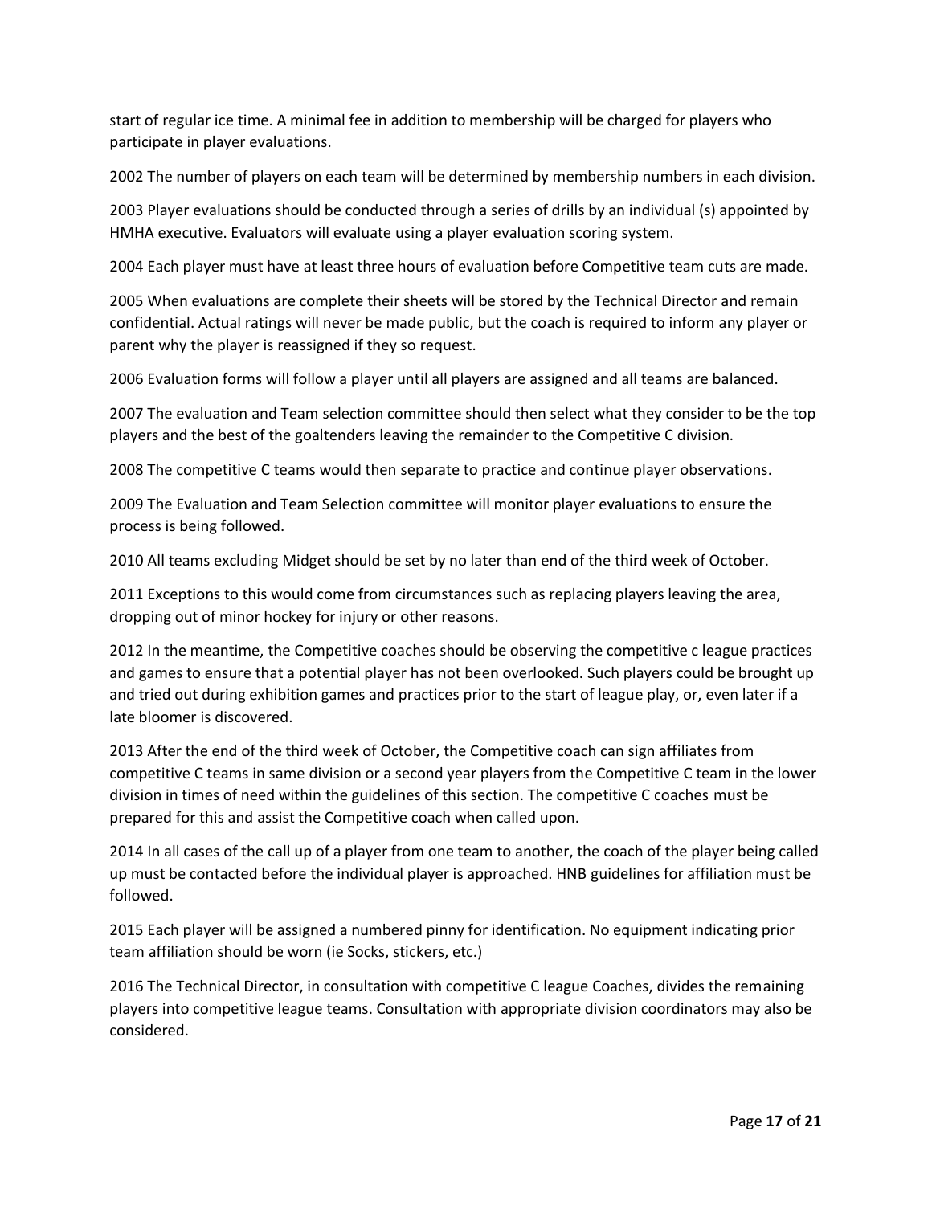start of regular ice time. A minimal fee in addition to membership will be charged for players who participate in player evaluations.

2002 The number of players on each team will be determined by membership numbers in each division.

2003 Player evaluations should be conducted through a series of drills by an individual (s) appointed by HMHA executive. Evaluators will evaluate using a player evaluation scoring system.

2004 Each player must have at least three hours of evaluation before Competitive team cuts are made.

2005 When evaluations are complete their sheets will be stored by the Technical Director and remain confidential. Actual ratings will never be made public, but the coach is required to inform any player or parent why the player is reassigned if they so request.

2006 Evaluation forms will follow a player until all players are assigned and all teams are balanced.

2007 The evaluation and Team selection committee should then select what they consider to be the top players and the best of the goaltenders leaving the remainder to the Competitive C division.

2008 The competitive C teams would then separate to practice and continue player observations.

2009 The Evaluation and Team Selection committee will monitor player evaluations to ensure the process is being followed.

2010 All teams excluding Midget should be set by no later than end of the third week of October.

2011 Exceptions to this would come from circumstances such as replacing players leaving the area, dropping out of minor hockey for injury or other reasons.

2012 In the meantime, the Competitive coaches should be observing the competitive c league practices and games to ensure that a potential player has not been overlooked. Such players could be brought up and tried out during exhibition games and practices prior to the start of league play, or, even later if a late bloomer is discovered.

2013 After the end of the third week of October, the Competitive coach can sign affiliates from competitive C teams in same division or a second year players from the Competitive C team in the lower division in times of need within the guidelines of this section. The competitive C coaches must be prepared for this and assist the Competitive coach when called upon.

2014 In all cases of the call up of a player from one team to another, the coach of the player being called up must be contacted before the individual player is approached. HNB guidelines for affiliation must be followed.

2015 Each player will be assigned a numbered pinny for identification. No equipment indicating prior team affiliation should be worn (ie Socks, stickers, etc.)

2016 The Technical Director, in consultation with competitive C league Coaches, divides the remaining players into competitive league teams. Consultation with appropriate division coordinators may also be considered.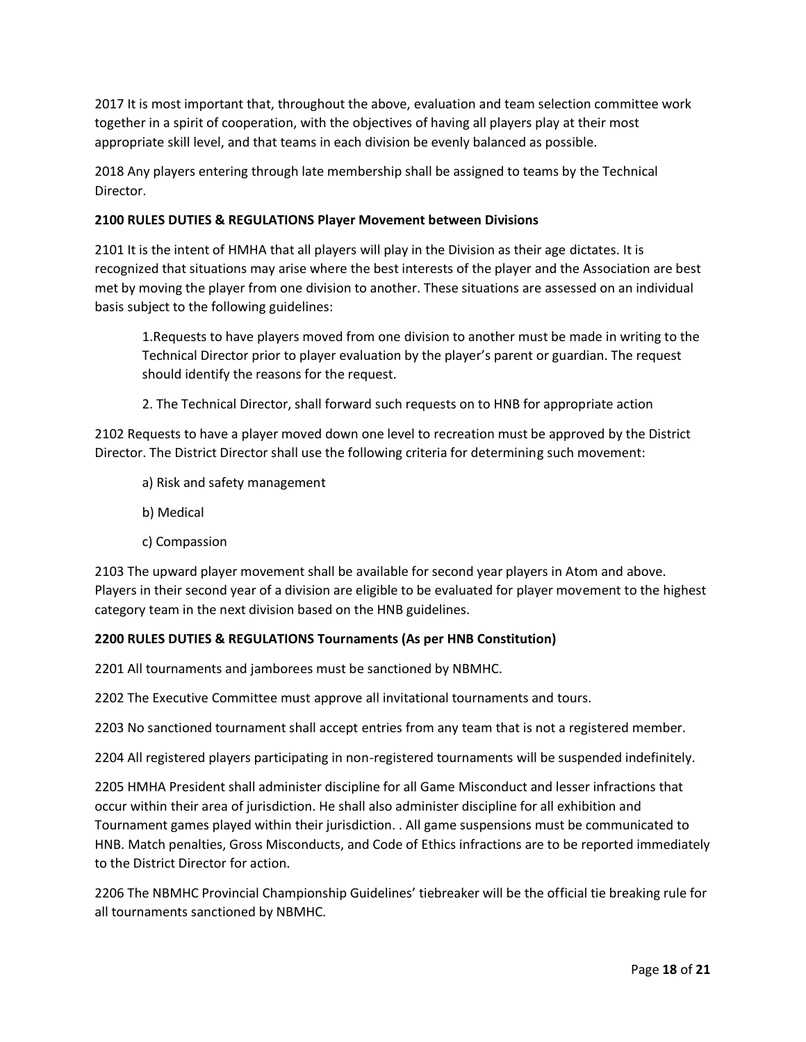2017 It is most important that, throughout the above, evaluation and team selection committee work together in a spirit of cooperation, with the objectives of having all players play at their most appropriate skill level, and that teams in each division be evenly balanced as possible.

2018 Any players entering through late membership shall be assigned to teams by the Technical Director.

**2100 RULES DUTIES & REGULATIONS Player Movement between Divisions**

2101 It is the intent of HMHA that all players will play in the Division as their age dictates. It is recognized that situations may arise where the best interests of the player and the Association are best met by moving the player from one division to another. These situations are assessed on an individual basis subject to the following guidelines:

> 1.Requests to have players moved from one division to another must be made in writing to the Technical Director prior to player evaluation by the player's parent or guardian. The request should identify the reasons for the request.
>
> 2. The Technical Director, shall forward such requests on to HNB for appropriate action

2102 Requests to have a player moved down one level to recreation must be approved by the District Director. The District Director shall use the following criteria for determining such movement:

> a) Risk and safety management
>
> b) Medical
>
> c) Compassion

2103 The upward player movement shall be available for second year players in Atom and above. Players in their second year of a division are eligible to be evaluated for player movement to the highest category team in the next division based on the HNB guidelines.

**2200 RULES DUTIES & REGULATIONS Tournaments (As per HNB Constitution)**

2201 All tournaments and jamborees must be sanctioned by NBMHC.

2202 The Executive Committee must approve all invitational tournaments and tours.

2203 No sanctioned tournament shall accept entries from any team that is not a registered member.

2204 All registered players participating in non-registered tournaments will be suspended indefinitely.

2205 HMHA President shall administer discipline for all Game Misconduct and lesser infractions that occur within their area of jurisdiction. He shall also administer discipline for all exhibition and Tournament games played within their jurisdiction. . All game suspensions must be communicated to HNB. Match penalties, Gross Misconducts, and Code of Ethics infractions are to be reported immediately to the District Director for action.

2206 The NBMHC Provincial Championship Guidelines' tiebreaker will be the official tie breaking rule for all tournaments sanctioned by NBMHC.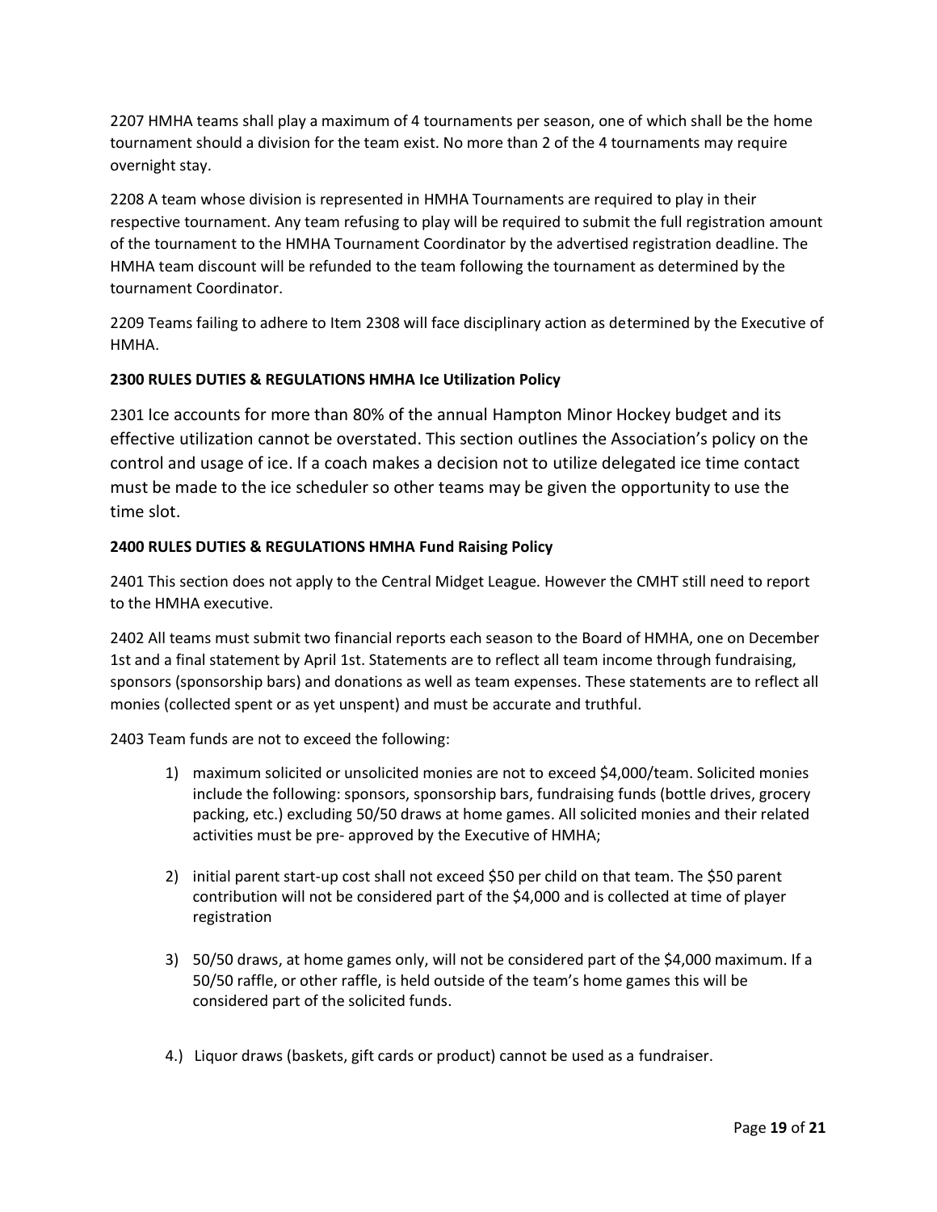2207 HMHA teams shall play a maximum of 4 tournaments per season, one of which shall be the home tournament should a division for the team exist. No more than 2 of the 4 tournaments may require overnight stay.

2208 A team whose division is represented in HMHA Tournaments are required to play in their respective tournament. Any team refusing to play will be required to submit the full registration amount of the tournament to the HMHA Tournament Coordinator by the advertised registration deadline. The HMHA team discount will be refunded to the team following the tournament as determined by the tournament Coordinator.

2209 Teams failing to adhere to Item 2308 will face disciplinary action as determined by the Executive of HMHA.

**2300 RULES DUTIES & REGULATIONS HMHA Ice Utilization Policy**

2301 Ice accounts for more than 80% of the annual Hampton Minor Hockey budget and its effective utilization cannot be overstated. This section outlines the Association's policy on the control and usage of ice. If a coach makes a decision not to utilize delegated ice time contact must be made to the ice scheduler so other teams may be given the opportunity to use the time slot.

**2400 RULES DUTIES & REGULATIONS HMHA Fund Raising Policy**

2401 This section does not apply to the Central Midget League. However the CMHT still need to report to the HMHA executive.

2402 All teams must submit two financial reports each season to the Board of HMHA, one on December 1st and a final statement by April 1st. Statements are to reflect all team income through fundraising, sponsors (sponsorship bars) and donations as well as team expenses. These statements are to reflect all monies (collected spent or as yet unspent) and must be accurate and truthful.

2403 Team funds are not to exceed the following:

1) maximum solicited or unsolicited monies are not to exceed $4,000/team. Solicited monies include the following: sponsors, sponsorship bars, fundraising funds (bottle drives, grocery packing, etc.) excluding 50/50 draws at home games. All solicited monies and their related activities must be pre- approved by the Executive of HMHA;

2) initial parent start-up cost shall not exceed $50 per child on that team. The $50 parent contribution will not be considered part of the $4,000 and is collected at time of player registration

3) 50/50 draws, at home games only, will not be considered part of the $4,000 maximum. If a 50/50 raffle, or other raffle, is held outside of the team's home games this will be considered part of the solicited funds.

4.) Liquor draws (baskets, gift cards or product) cannot be used as a fundraiser.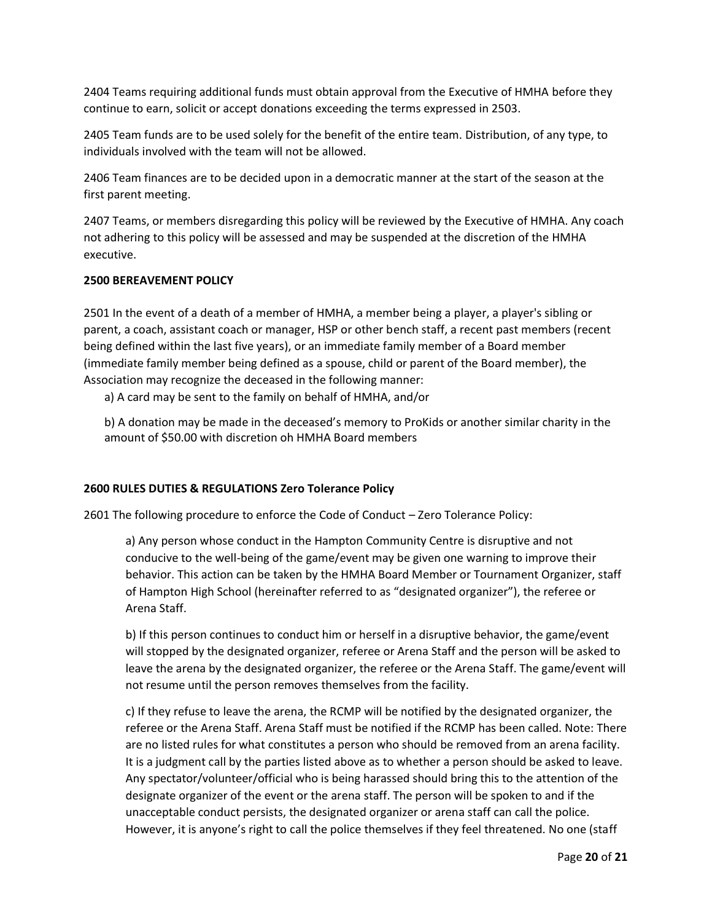2404 Teams requiring additional funds must obtain approval from the Executive of HMHA before they continue to earn, solicit or accept donations exceeding the terms expressed in 2503.

2405 Team funds are to be used solely for the benefit of the entire team. Distribution, of any type, to individuals involved with the team will not be allowed.

2406 Team finances are to be decided upon in a democratic manner at the start of the season at the first parent meeting.

2407 Teams, or members disregarding this policy will be reviewed by the Executive of HMHA. Any coach not adhering to this policy will be assessed and may be suspended at the discretion of the HMHA executive.

**2500 BEREAVEMENT POLICY**

2501 In the event of a death of a member of HMHA, a member being a player, a player's sibling or parent, a coach, assistant coach or manager, HSP or other bench staff, a recent past members (recent being defined within the last five years), or an immediate family member of a Board member (immediate family member being defined as a spouse, child or parent of the Board member), the Association may recognize the deceased in the following manner:

a) A card may be sent to the family on behalf of HMHA, and/or

b) A donation may be made in the deceased's memory to ProKids or another similar charity in the amount of $50.00 with discretion oh HMHA Board members

**2600 RULES DUTIES & REGULATIONS Zero Tolerance Policy**

2601 The following procedure to enforce the Code of Conduct – Zero Tolerance Policy:

a) Any person whose conduct in the Hampton Community Centre is disruptive and not conducive to the well-being of the game/event may be given one warning to improve their behavior. This action can be taken by the HMHA Board Member or Tournament Organizer, staff of Hampton High School (hereinafter referred to as "designated organizer"), the referee or Arena Staff.

b) If this person continues to conduct him or herself in a disruptive behavior, the game/event will stopped by the designated organizer, referee or Arena Staff and the person will be asked to leave the arena by the designated organizer, the referee or the Arena Staff. The game/event will not resume until the person removes themselves from the facility.

c) If they refuse to leave the arena, the RCMP will be notified by the designated organizer, the referee or the Arena Staff. Arena Staff must be notified if the RCMP has been called. Note: There are no listed rules for what constitutes a person who should be removed from an arena facility. It is a judgment call by the parties listed above as to whether a person should be asked to leave. Any spectator/volunteer/official who is being harassed should bring this to the attention of the designate organizer of the event or the arena staff. The person will be spoken to and if the unacceptable conduct persists, the designated organizer or arena staff can call the police. However, it is anyone's right to call the police themselves if they feel threatened. No one (staff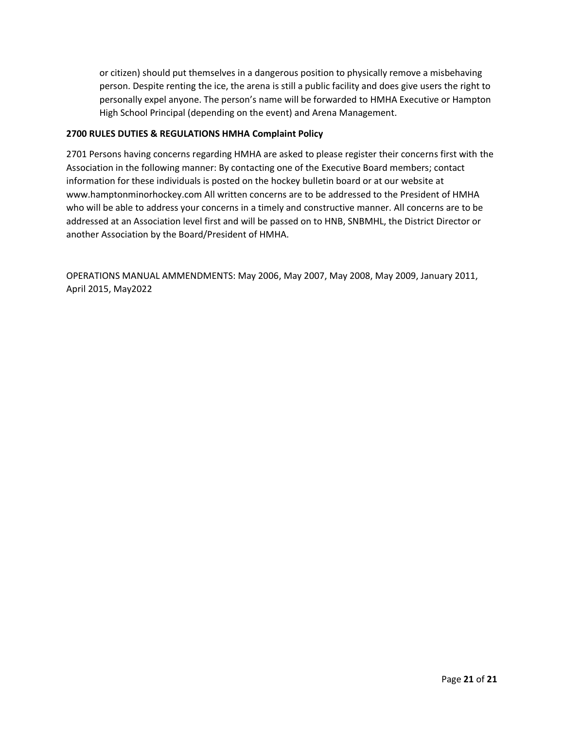or citizen) should put themselves in a dangerous position to physically remove a misbehaving person. Despite renting the ice, the arena is still a public facility and does give users the right to personally expel anyone. The person's name will be forwarded to HMHA Executive or Hampton High School Principal (depending on the event) and Arena Management.

**2700 RULES DUTIES & REGULATIONS HMHA Complaint Policy**

2701 Persons having concerns regarding HMHA are asked to please register their concerns first with the Association in the following manner: By contacting one of the Executive Board members; contact information for these individuals is posted on the hockey bulletin board or at our website at www.hamptonminorhockey.com All written concerns are to be addressed to the President of HMHA who will be able to address your concerns in a timely and constructive manner. All concerns are to be addressed at an Association level first and will be passed on to HNB, SNBMHL, the District Director or another Association by the Board/President of HMHA.

OPERATIONS MANUAL AMMENDMENTS: May 2006, May 2007, May 2008, May 2009, January 2011, April 2015, May2022